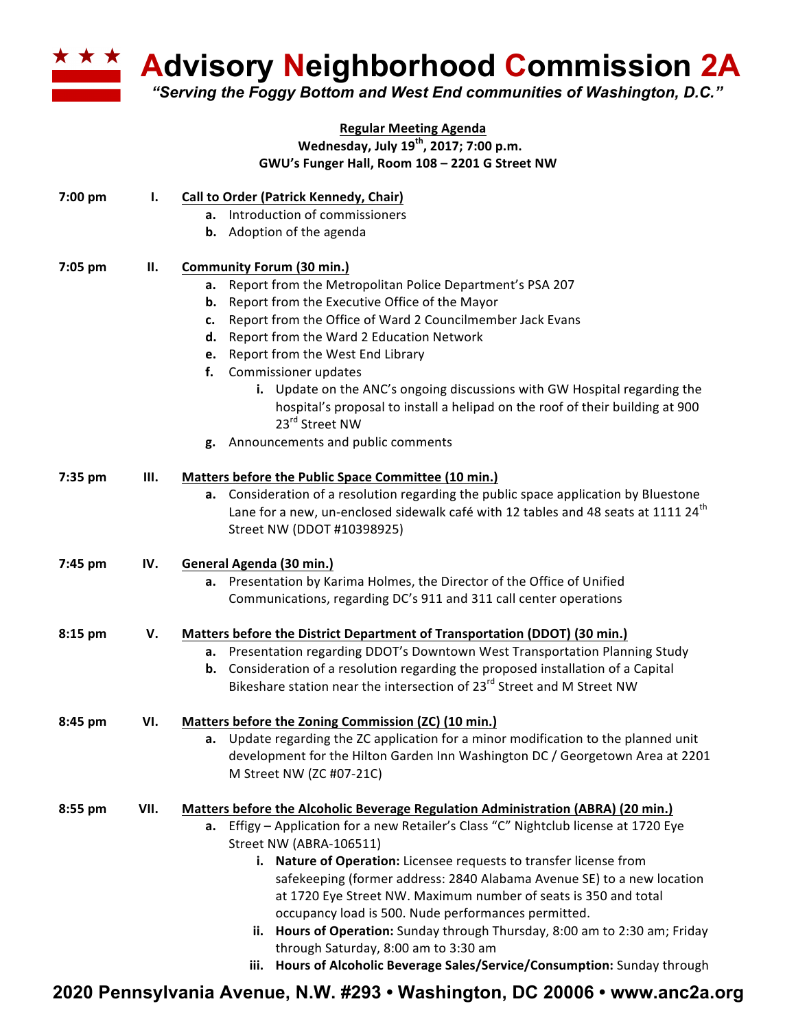# Advisory Neighborhood Commission 2A

*"Serving the Foggy Bottom and West End communities of Washington, D.C."*

**Regular Meeting Agenda**
**Wednesday, July 19th, 2017; 7:00 p.m.**
**GWU's Funger Hall, Room 108 – 2201 G Street NW**

**7:00 pm I. Call to Order (Patrick Kennedy, Chair)**

- **a.** Introduction of commissioners
- **b.** Adoption of the agenda

**7:05 pm II. Community Forum (30 min.)**

- **a.** Report from the Metropolitan Police Department's PSA 207
- **b.** Report from the Executive Office of the Mayor
- **c.** Report from the Office of Ward 2 Councilmember Jack Evans
- **d.** Report from the Ward 2 Education Network
- **e.** Report from the West End Library
- **f.** Commissioner updates
  - **i.** Update on the ANC's ongoing discussions with GW Hospital regarding the hospital's proposal to install a helipad on the roof of their building at 900 23rd Street NW
- **g.** Announcements and public comments

**7:35 pm III. Matters before the Public Space Committee (10 min.)**

- **a.** Consideration of a resolution regarding the public space application by Bluestone Lane for a new, un-enclosed sidewalk café with 12 tables and 48 seats at 1111 24th Street NW (DDOT #10398925)

**7:45 pm IV. General Agenda (30 min.)**

- **a.** Presentation by Karima Holmes, the Director of the Office of Unified Communications, regarding DC's 911 and 311 call center operations

**8:15 pm V. Matters before the District Department of Transportation (DDOT) (30 min.)**

- **a.** Presentation regarding DDOT's Downtown West Transportation Planning Study
- **b.** Consideration of a resolution regarding the proposed installation of a Capital Bikeshare station near the intersection of 23rd Street and M Street NW

**8:45 pm VI. Matters before the Zoning Commission (ZC) (10 min.)**

- **a.** Update regarding the ZC application for a minor modification to the planned unit development for the Hilton Garden Inn Washington DC / Georgetown Area at 2201 M Street NW (ZC #07-21C)

**8:55 pm VII. Matters before the Alcoholic Beverage Regulation Administration (ABRA) (20 min.)**

- **a.** Effigy – Application for a new Retailer's Class "C" Nightclub license at 1720 Eye Street NW (ABRA-106511)
  - **i. Nature of Operation:** Licensee requests to transfer license from safekeeping (former address: 2840 Alabama Avenue SE) to a new location at 1720 Eye Street NW. Maximum number of seats is 350 and total occupancy load is 500. Nude performances permitted.
  - **ii. Hours of Operation:** Sunday through Thursday, 8:00 am to 2:30 am; Friday through Saturday, 8:00 am to 3:30 am
  - **iii. Hours of Alcoholic Beverage Sales/Service/Consumption:** Sunday through

**2020 Pennsylvania Avenue, N.W. #293 • Washington, DC 20006 • www.anc2a.org**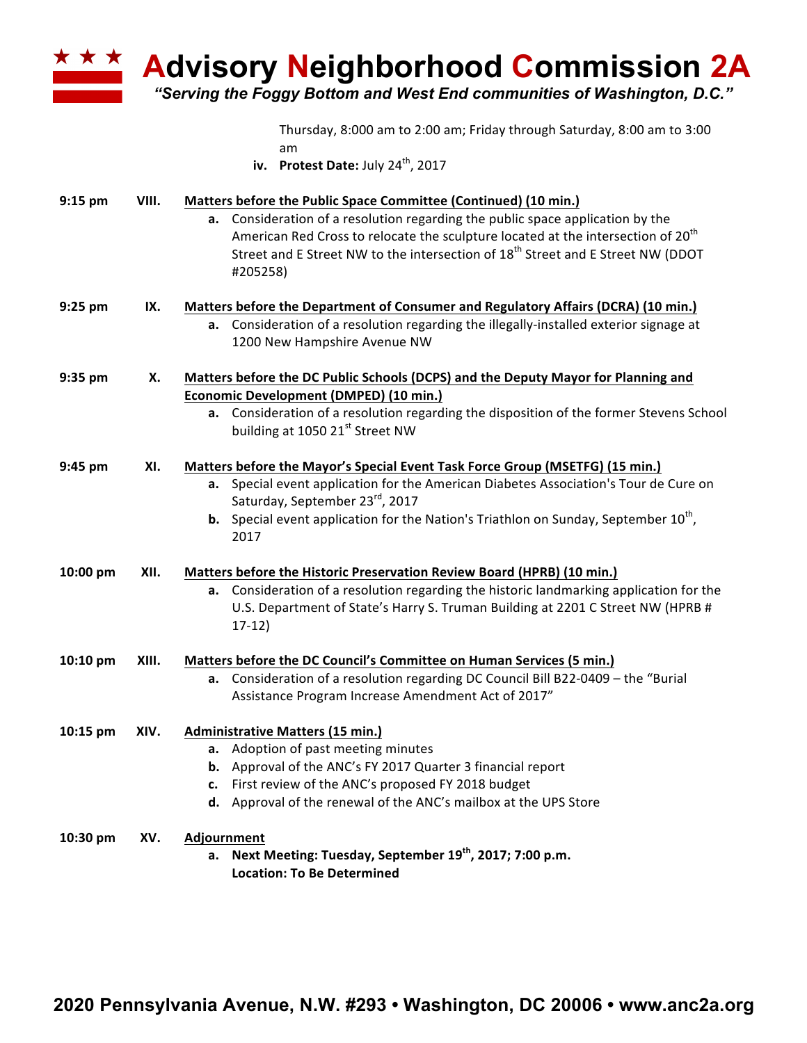# Advisory Neighborhood Commission 2A

*"Serving the Foggy Bottom and West End communities of Washington, D.C."*

Thursday, 8:000 am to 2:00 am; Friday through Saturday, 8:00 am to 3:00 am

iv. **Protest Date:** July 24th, 2017

**9:15 pm — VIII. Matters before the Public Space Committee (Continued) (10 min.)**

a. Consideration of a resolution regarding the public space application by the American Red Cross to relocate the sculpture located at the intersection of 20th Street and E Street NW to the intersection of 18th Street and E Street NW (DDOT #205258)

**9:25 pm — IX. Matters before the Department of Consumer and Regulatory Affairs (DCRA) (10 min.)**

a. Consideration of a resolution regarding the illegally-installed exterior signage at 1200 New Hampshire Avenue NW

**9:35 pm — X. Matters before the DC Public Schools (DCPS) and the Deputy Mayor for Planning and Economic Development (DMPED) (10 min.)**

a. Consideration of a resolution regarding the disposition of the former Stevens School building at 1050 21st Street NW

**9:45 pm — XI. Matters before the Mayor's Special Event Task Force Group (MSETFG) (15 min.)**

a. Special event application for the American Diabetes Association's Tour de Cure on Saturday, September 23rd, 2017

b. Special event application for the Nation's Triathlon on Sunday, September 10th, 2017

**10:00 pm — XII. Matters before the Historic Preservation Review Board (HPRB) (10 min.)**

a. Consideration of a resolution regarding the historic landmarking application for the U.S. Department of State's Harry S. Truman Building at 2201 C Street NW (HPRB # 17-12)

**10:10 pm — XIII. Matters before the DC Council's Committee on Human Services (5 min.)**

a. Consideration of a resolution regarding DC Council Bill B22-0409 – the "Burial Assistance Program Increase Amendment Act of 2017"

**10:15 pm — XIV. Administrative Matters (15 min.)**

a. Adoption of past meeting minutes

b. Approval of the ANC's FY 2017 Quarter 3 financial report

c. First review of the ANC's proposed FY 2018 budget

d. Approval of the renewal of the ANC's mailbox at the UPS Store

**10:30 pm — XV. Adjournment**

a. **Next Meeting: Tuesday, September 19th, 2017; 7:00 p.m.**
**Location: To Be Determined**

**2020 Pennsylvania Avenue, N.W. #293 • Washington, DC 20006 • www.anc2a.org**